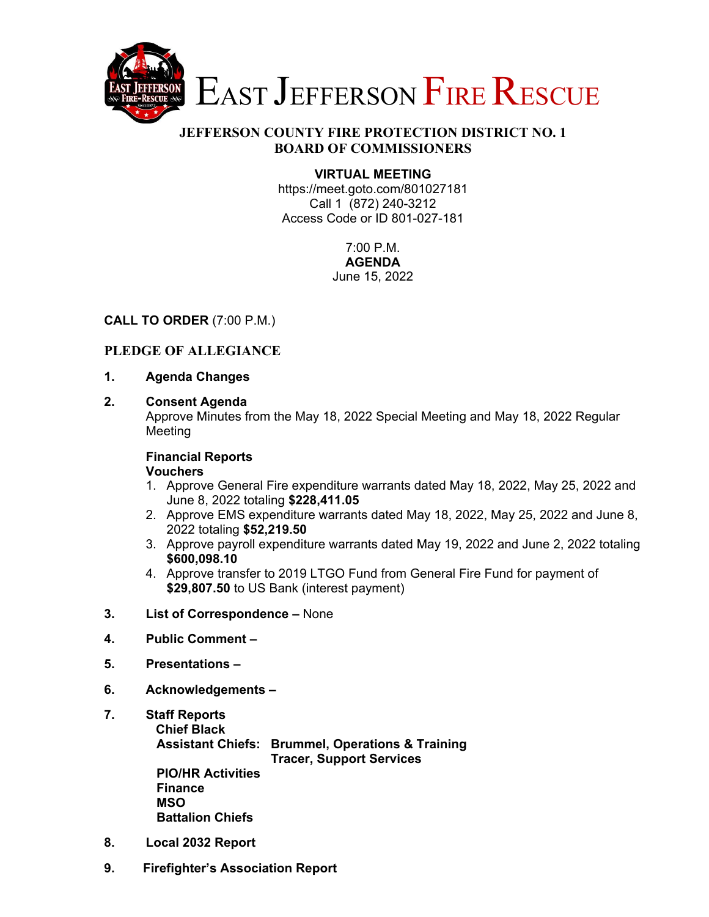# EAST JEFFERSON FIRE RESCUE

## JEFFERSON COUNTY FIRE PROTECTION DISTRICT NO. 1
## BOARD OF COMMISSIONERS

**VIRTUAL MEETING**
https://meet.goto.com/801027181
Call 1 (872) 240-3212
Access Code or ID 801-027-181

7:00 P.M.
**AGENDA**
June 15, 2022

**CALL TO ORDER** (7:00 P.M.)

**PLEDGE OF ALLEGIANCE**

1. **Agenda Changes**

2. **Consent Agenda**
   Approve Minutes from the May 18, 2022 Special Meeting and May 18, 2022 Regular Meeting

   **Financial Reports**
   **Vouchers**
   1. Approve General Fire expenditure warrants dated May 18, 2022, May 25, 2022 and June 8, 2022 totaling **$228,411.05**
   2. Approve EMS expenditure warrants dated May 18, 2022, May 25, 2022 and June 8, 2022 totaling **$52,219.50**
   3. Approve payroll expenditure warrants dated May 19, 2022 and June 2, 2022 totaling **$600,098.10**
   4. Approve transfer to 2019 LTGO Fund from General Fire Fund for payment of **$29,807.50** to US Bank (interest payment)

3. **List of Correspondence –** None

4. **Public Comment –**

5. **Presentations –**

6. **Acknowledgements –**

7. **Staff Reports**
   **Chief Black**
   **Assistant Chiefs: Brummel, Operations & Training**
   **Tracer, Support Services**
   **PIO/HR Activities**
   **Finance**
   **MSO**
   **Battalion Chiefs**

8. **Local 2032 Report**

9. **Firefighter's Association Report**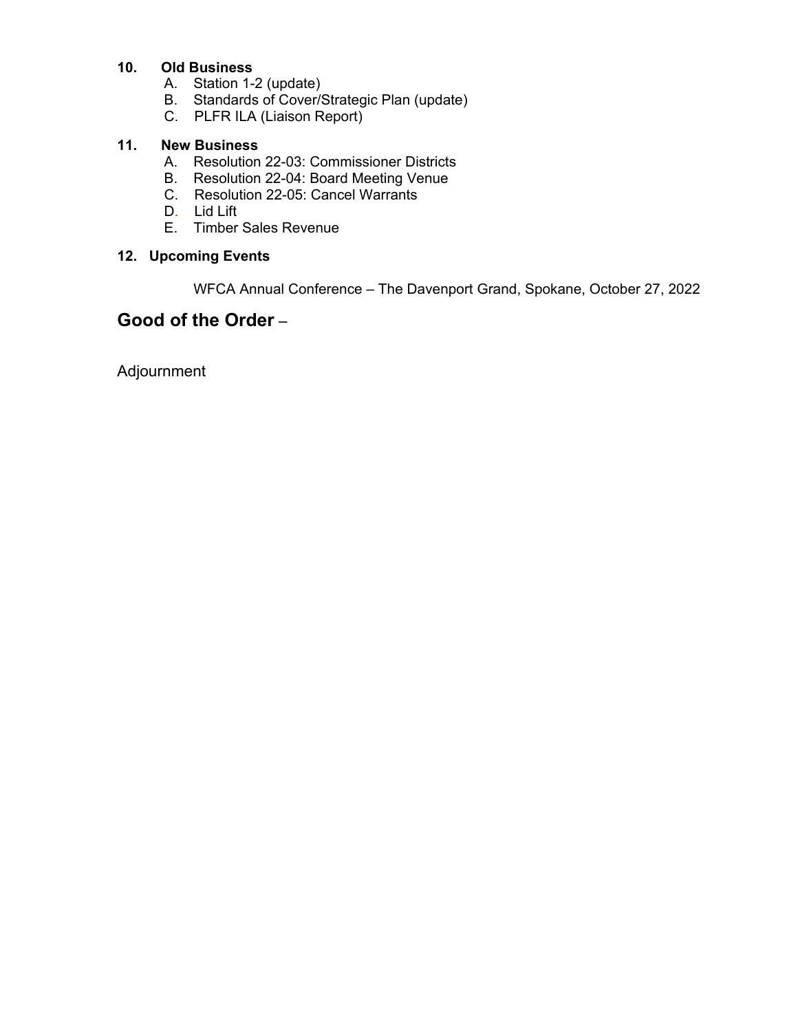**10. Old Business**

A. Station 1-2 (update)
B. Standards of Cover/Strategic Plan (update)
C. PLFR ILA (Liaison Report)

**11. New Business**

A. Resolution 22-03: Commissioner Districts
B. Resolution 22-04: Board Meeting Venue
C. Resolution 22-05: Cancel Warrants
D. Lid Lift
E. Timber Sales Revenue

**12. Upcoming Events**

WFCA Annual Conference – The Davenport Grand, Spokane, October 27, 2022

## Good of the Order –

Adjournment